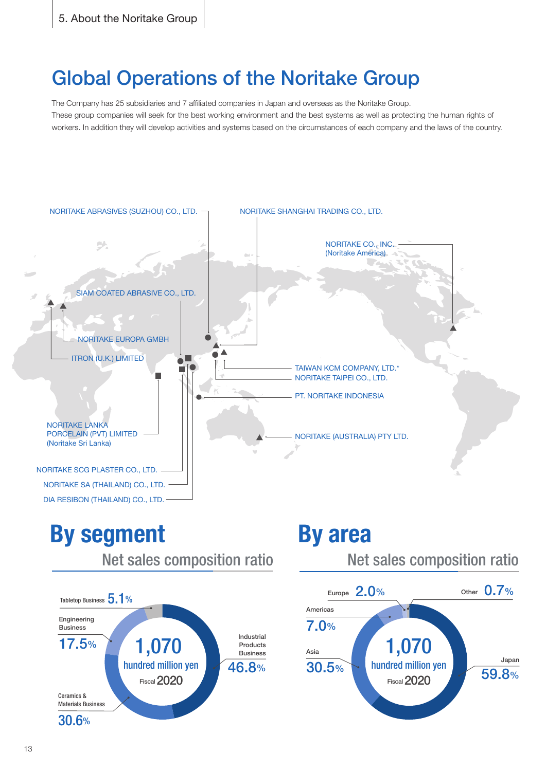# Global Operations of the Noritake Group

The Company has 25 subsidiaries and 7 affiliated companies in Japan and overseas as the Noritake Group.
These group companies will seek for the best working environment and the best systems as well as protecting the human rights of workers. In addition they will develop activities and systems based on the circumstances of each company and the laws of the country.

- NORITAKE ABRASIVES (SUZHOU) CO., LTD.
- NORITAKE SHANGHAI TRADING CO., LTD.
- NORITAKE CO., INC. (Noritake America)
- SIAM COATED ABRASIVE CO., LTD.
- NORITAKE EUROPA GMBH
- ITRON (U.K.) LIMITED
- TAIWAN KCM COMPANY, LTD.*
- NORITAKE TAIPEI CO., LTD.
- PT. NORITAKE INDONESIA
- NORITAKE LANKA PORCELAIN (PVT) LIMITED (Noritake Sri Lanka)
- NORITAKE (AUSTRALIA) PTY LTD.
- NORITAKE SCG PLASTER CO., LTD.
- NORITAKE SA (THAILAND) CO., LTD.
- DIA RESIBON (THAILAND) CO., LTD.

## By segment

### Net sales composition ratio

1,070 hundred million yen (Fiscal 2020)

- Industrial Products Business 46.8%
- Ceramics & Materials Business 30.6%
- Engineering Business 17.5%
- Tabletop Business 5.1%

## By area

### Net sales composition ratio

1,070 hundred million yen (Fiscal 2020)

- Japan 59.8%
- Asia 30.5%
- Americas 7.0%
- Europe 2.0%
- Other 0.7%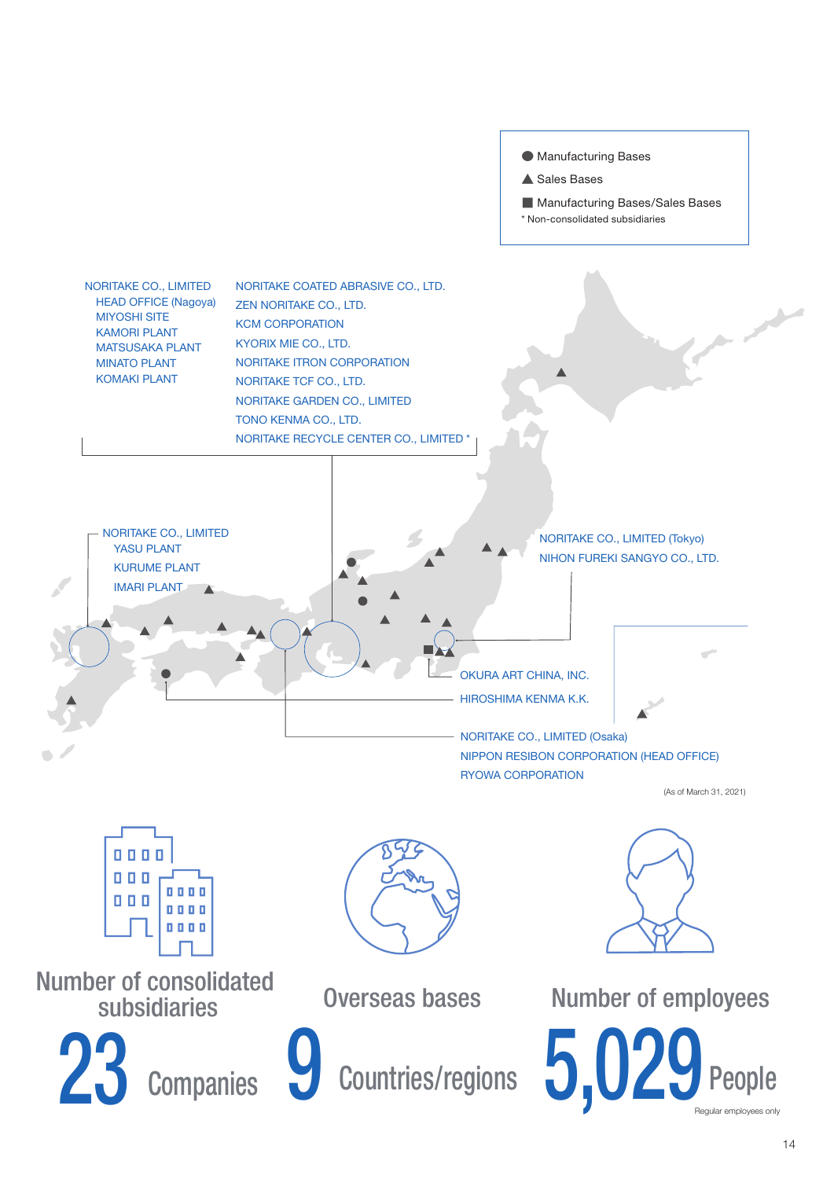● Manufacturing Bases
▲ Sales Bases
■ Manufacturing Bases/Sales Bases
* Non-consolidated subsidiaries

NORITAKE CO., LIMITED
HEAD OFFICE (Nagoya)
MIYOSHI SITE
KAMORI PLANT
MATSUSAKA PLANT
MINATO PLANT
KOMAKI PLANT

NORITAKE COATED ABRASIVE CO., LTD.
ZEN NORITAKE CO., LTD.
KCM CORPORATION
KYORIX MIE CO., LTD.
NORITAKE ITRON CORPORATION
NORITAKE TCF CO., LTD.
NORITAKE GARDEN CO., LIMITED
TONO KENMA CO., LTD.
NORITAKE RECYCLE CENTER CO., LIMITED *

NORITAKE CO., LIMITED
YASU PLANT
KURUME PLANT
IMARI PLANT

NORITAKE CO., LIMITED (Tokyo)
NIHON FUREKI SANGYO CO., LTD.

OKURA ART CHINA, INC.
HIROSHIMA KENMA K.K.

NORITAKE CO., LIMITED (Osaka)
NIPPON RESIBON CORPORATION (HEAD OFFICE)
RYOWA CORPORATION

(As of March 31, 2021)

## Number of consolidated subsidiaries

**23** Companies

## Overseas bases

**9** Countries/regions

## Number of employees

**5,029** People

Regular employees only